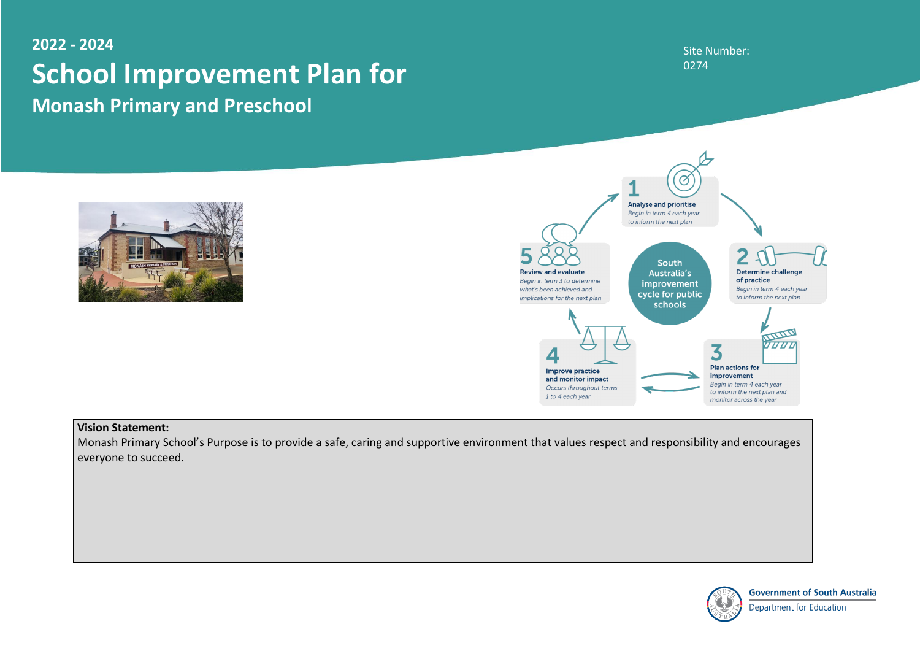**2022 - 2024**

# School Improvement Plan for

## Monash Primary and Preschool

Site Number:
0274

1. **Analyse and prioritise**
   *Begin in term 4 each year to inform the next plan*
2. **Determine challenge of practice**
   *Begin in term 4 each year to inform the next plan*
3. **Plan actions for improvement**
   *Begin in term 4 each year to inform the next plan and monitor across the year*
4. **Improve practice and monitor impact**
   *Occurs throughout terms 1 to 4 each year*
5. **Review and evaluate**
   *Begin in term 3 to determine what's been achieved and implications for the next plan*

South Australia's improvement cycle for public schools

**Vision Statement:**

Monash Primary School's Purpose is to provide a safe, caring and supportive environment that values respect and responsibility and encourages everyone to succeed.

Government of South Australia
Department for Education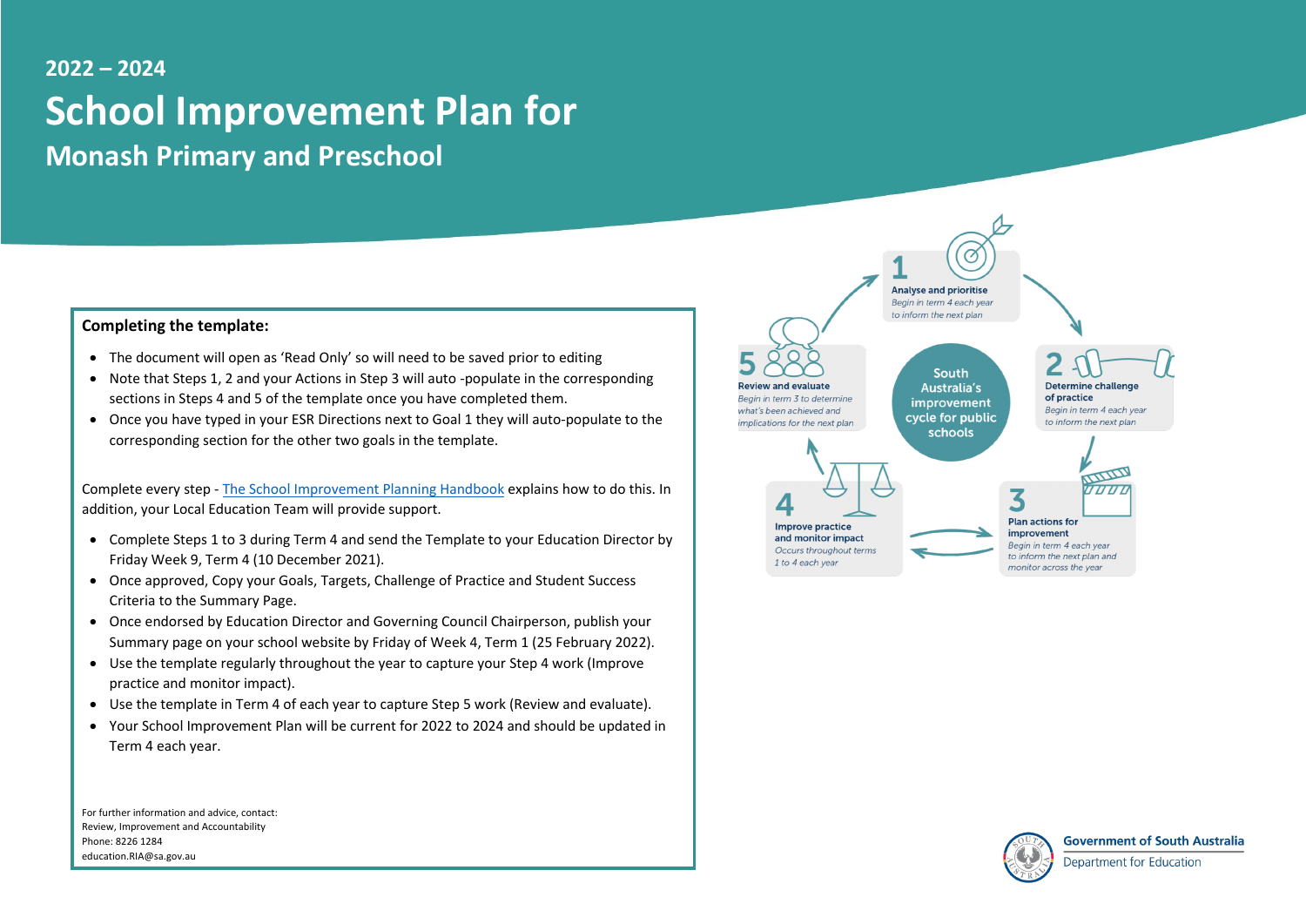## 2022 – 2024

# School Improvement Plan for

## Monash Primary and Preschool

**Completing the template:**

- The document will open as 'Read Only' so will need to be saved prior to editing
- Note that Steps 1, 2 and your Actions in Step 3 will auto -populate in the corresponding sections in Steps 4 and 5 of the template once you have completed them.
- Once you have typed in your ESR Directions next to Goal 1 they will auto-populate to the corresponding section for the other two goals in the template.

Complete every step - The School Improvement Planning Handbook explains how to do this. In addition, your Local Education Team will provide support.

- Complete Steps 1 to 3 during Term 4 and send the Template to your Education Director by Friday Week 9, Term 4 (10 December 2021).
- Once approved, Copy your Goals, Targets, Challenge of Practice and Student Success Criteria to the Summary Page.
- Once endorsed by Education Director and Governing Council Chairperson, publish your Summary page on your school website by Friday of Week 4, Term 1 (25 February 2022).
- Use the template regularly throughout the year to capture your Step 4 work (Improve practice and monitor impact).
- Use the template in Term 4 of each year to capture Step 5 work (Review and evaluate).
- Your School Improvement Plan will be current for 2022 to 2024 and should be updated in Term 4 each year.

For further information and advice, contact:
Review, Improvement and Accountability
Phone: 8226 1284
education.RIA@sa.gov.au

**South Australia's improvement cycle for public schools**

1. **Analyse and prioritise** – *Begin in term 4 each year to inform the next plan*
2. **Determine challenge of practice** – *Begin in term 4 each year to inform the next plan*
3. **Plan actions for improvement** – *Begin in term 4 each year to inform the next plan and monitor across the year*
4. **Improve practice and monitor impact** – *Occurs throughout terms 1 to 4 each year*
5. **Review and evaluate** – *Begin in term 3 to determine what's been achieved and implications for the next plan*

Government of South Australia
Department for Education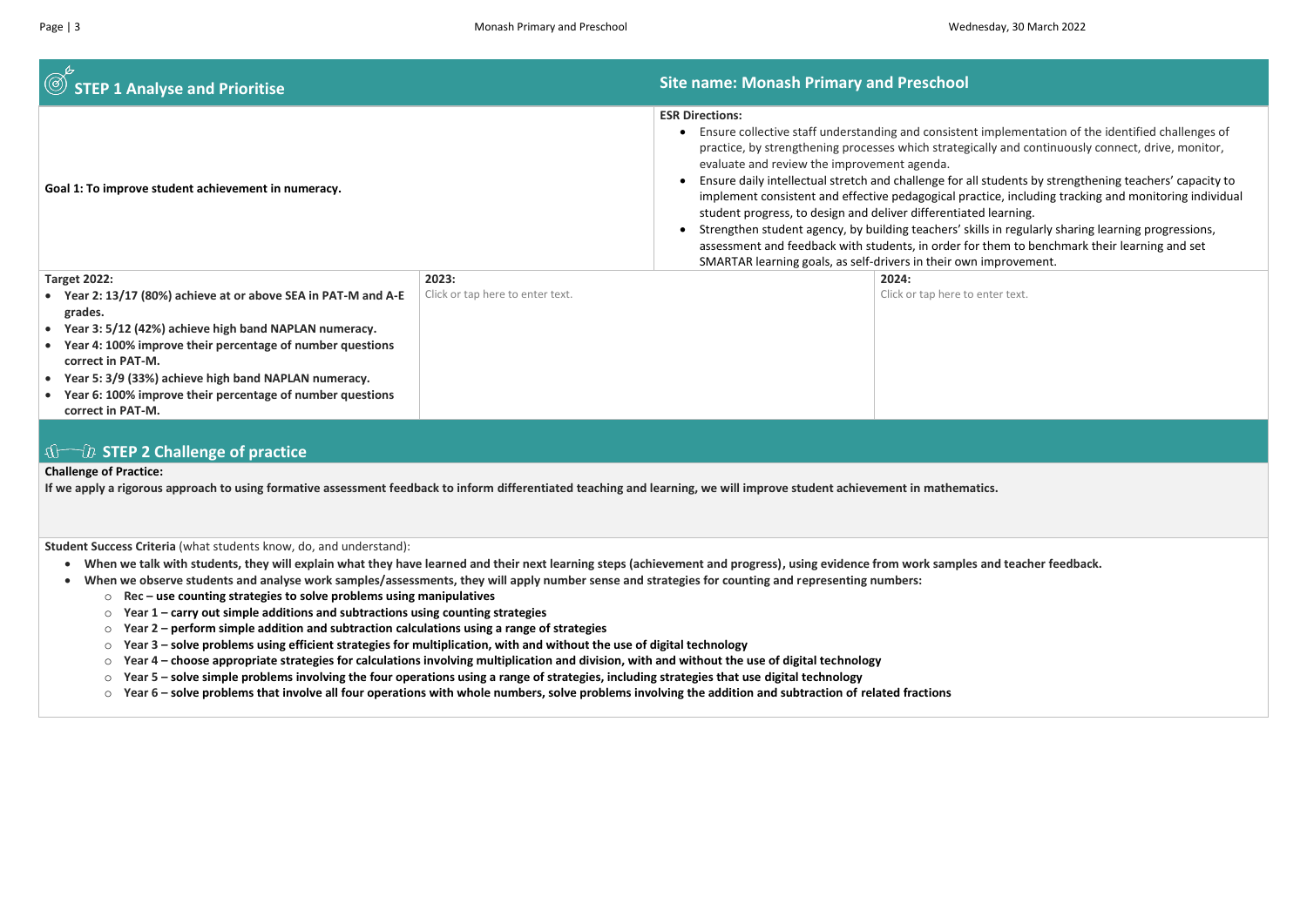## STEP 1 Analyse and Prioritise

## Site name: Monash Primary and Preschool

**Goal 1: To improve student achievement in numeracy.**

**ESR Directions:**

- Ensure collective staff understanding and consistent implementation of the identified challenges of practice, by strengthening processes which strategically and continuously connect, drive, monitor, evaluate and review the improvement agenda.
- Ensure daily intellectual stretch and challenge for all students by strengthening teachers' capacity to implement consistent and effective pedagogical practice, including tracking and monitoring individual student progress, to design and deliver differentiated learning.
- Strengthen student agency, by building teachers' skills in regularly sharing learning progressions, assessment and feedback with students, in order for them to benchmark their learning and set SMARTAR learning goals, as self-drivers in their own improvement.

| Target 2022: | 2023: | 2024: |
|---|---|---|
| • **Year 2: 13/17 (80%) achieve at or above SEA in PAT-M and A-E grades.**<br>• **Year 3: 5/12 (42%) achieve high band NAPLAN numeracy.**<br>• **Year 4: 100% improve their percentage of number questions correct in PAT-M.**<br>• **Year 5: 3/9 (33%) achieve high band NAPLAN numeracy.**<br>• **Year 6: 100% improve their percentage of number questions correct in PAT-M.** | Click or tap here to enter text. | Click or tap here to enter text. |

## STEP 2 Challenge of practice

**Challenge of Practice:**

**If we apply a rigorous approach to using formative assessment feedback to inform differentiated teaching and learning, we will improve student achievement in mathematics.**

**Student Success Criteria** (what students know, do, and understand):

- **When we talk with students, they will explain what they have learned and their next learning steps (achievement and progress), using evidence from work samples and teacher feedback.**
- **When we observe students and analyse work samples/assessments, they will apply number sense and strategies for counting and representing numbers:**
  - **Rec – use counting strategies to solve problems using manipulatives**
  - **Year 1 – carry out simple additions and subtractions using counting strategies**
  - **Year 2 – perform simple addition and subtraction calculations using a range of strategies**
  - **Year 3 – solve problems using efficient strategies for multiplication, with and without the use of digital technology**
  - **Year 4 – choose appropriate strategies for calculations involving multiplication and division, with and without the use of digital technology**
  - **Year 5 – solve simple problems involving the four operations using a range of strategies, including strategies that use digital technology**
  - **Year 6 – solve problems that involve all four operations with whole numbers, solve problems involving the addition and subtraction of related fractions**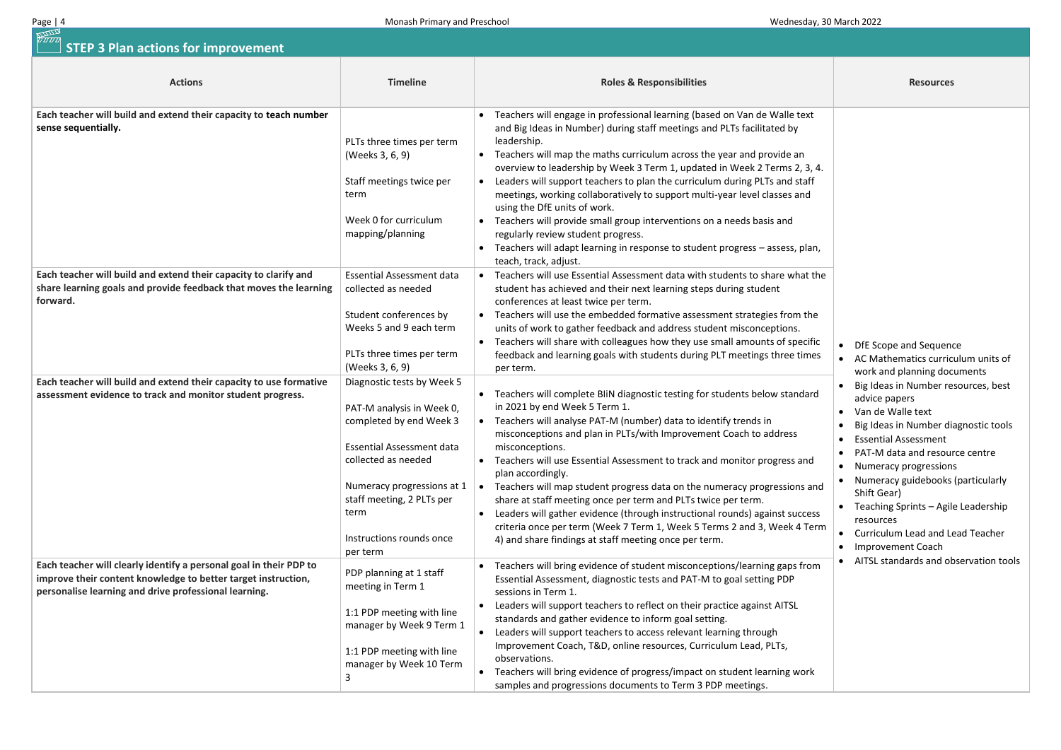## STEP 3 Plan actions for improvement

| Actions | Timeline | Roles & Responsibilities | Resources |
|---|---|---|---|
| **Each teacher will build and extend their capacity to teach number sense sequentially.** | PLTs three times per term (Weeks 3, 6, 9)<br><br>Staff meetings twice per term<br><br>Week 0 for curriculum mapping/planning | • Teachers will engage in professional learning (based on Van de Walle text and Big Ideas in Number) during staff meetings and PLTs facilitated by leadership.<br>• Teachers will map the maths curriculum across the year and provide an overview to leadership by Week 3 Term 1, updated in Week 2 Terms 2, 3, 4.<br>• Leaders will support teachers to plan the curriculum during PLTs and staff meetings, working collaboratively to support multi-year level classes and using the DfE units of work.<br>• Teachers will provide small group interventions on a needs basis and regularly review student progress.<br>• Teachers will adapt learning in response to student progress – assess, plan, teach, track, adjust. | • DfE Scope and Sequence<br>• AC Mathematics curriculum units of work and planning documents<br>• Big Ideas in Number resources, best advice papers<br>• Van de Walle text<br>• Big Ideas in Number diagnostic tools<br>• Essential Assessment<br>• PAT-M data and resource centre<br>• Numeracy progressions<br>• Numeracy guidebooks (particularly Shift Gear)<br>• Teaching Sprints – Agile Leadership resources<br>• Curriculum Lead and Lead Teacher<br>• Improvement Coach<br>• AITSL standards and observation tools |
| **Each teacher will build and extend their capacity to clarify and share learning goals and provide feedback that moves the learning forward.** | Essential Assessment data collected as needed<br><br>Student conferences by Weeks 5 and 9 each term<br><br>PLTs three times per term (Weeks 3, 6, 9) | • Teachers will use Essential Assessment data with students to share what the student has achieved and their next learning steps during student conferences at least twice per term.<br>• Teachers will use the embedded formative assessment strategies from the units of work to gather feedback and address student misconceptions.<br>• Teachers will share with colleagues how they use small amounts of specific feedback and learning goals with students during PLT meetings three times per term. | |
| **Each teacher will build and extend their capacity to use formative assessment evidence to track and monitor student progress.** | Diagnostic tests by Week 5<br><br>PAT-M analysis in Week 0, completed by end Week 3<br><br>Essential Assessment data collected as needed<br><br>Numeracy progressions at 1 staff meeting, 2 PLTs per term<br><br>Instructions rounds once per term | • Teachers will complete BIiN diagnostic testing for students below standard in 2021 by end Week 5 Term 1.<br>• Teachers will analyse PAT-M (number) data to identify trends in misconceptions and plan in PLTs/with Improvement Coach to address misconceptions.<br>• Teachers will use Essential Assessment to track and monitor progress and plan accordingly.<br>• Teachers will map student progress data on the numeracy progressions and share at staff meeting once per term and PLTs twice per term.<br>• Leaders will gather evidence (through instructional rounds) against success criteria once per term (Week 7 Term 1, Week 5 Terms 2 and 3, Week 4 Term 4) and share findings at staff meeting once per term. | |
| **Each teacher will clearly identify a personal goal in their PDP to improve their content knowledge to better target instruction, personalise learning and drive professional learning.** | PDP planning at 1 staff meeting in Term 1<br><br>1:1 PDP meeting with line manager by Week 9 Term 1<br><br>1:1 PDP meeting with line manager by Week 10 Term 3 | • Teachers will bring evidence of student misconceptions/learning gaps from Essential Assessment, diagnostic tests and PAT-M to goal setting PDP sessions in Term 1.<br>• Leaders will support teachers to reflect on their practice against AITSL standards and gather evidence to inform goal setting.<br>• Leaders will support teachers to access relevant learning through Improvement Coach, T&D, online resources, Curriculum Lead, PLTs, observations.<br>• Teachers will bring evidence of progress/impact on student learning work samples and progressions documents to Term 3 PDP meetings. | |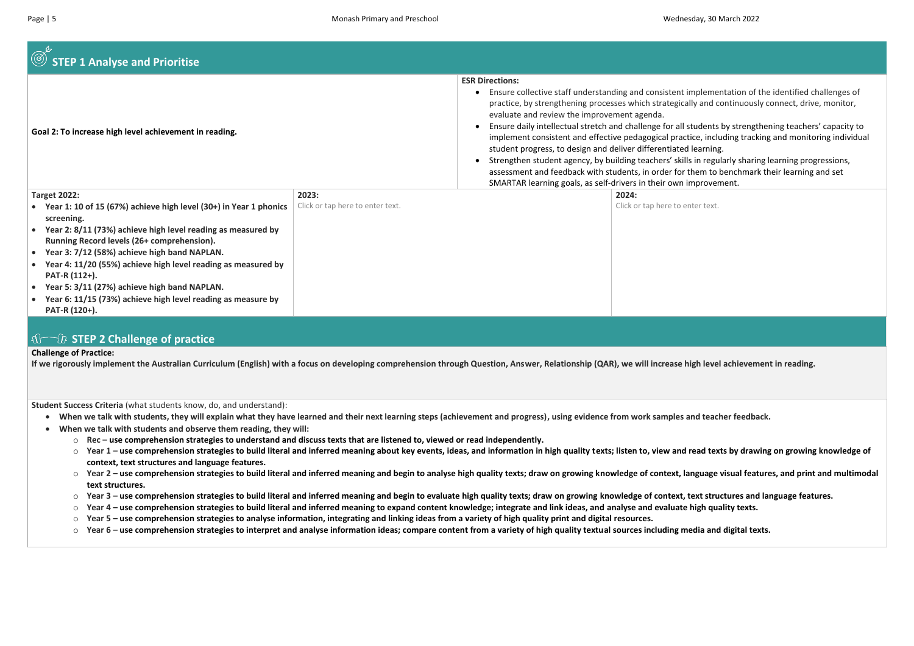## STEP 1 Analyse and Prioritise

| Goal 2: To increase high level achievement in reading. | ESR Directions: |
|---|---|
| | • Ensure collective staff understanding and consistent implementation of the identified challenges of practice, by strengthening processes which strategically and continuously connect, drive, monitor, evaluate and review the improvement agenda.<br>• Ensure daily intellectual stretch and challenge for all students by strengthening teachers' capacity to implement consistent and effective pedagogical practice, including tracking and monitoring individual student progress, to design and deliver differentiated learning.<br>• Strengthen student agency, by building teachers' skills in regularly sharing learning progressions, assessment and feedback with students, in order for them to benchmark their learning and set SMARTAR learning goals, as self-drivers in their own improvement. |

| Target 2022: | 2023: | 2024: |
|---|---|---|
| • **Year 1: 10 of 15 (67%) achieve high level (30+) in Year 1 phonics screening.**<br>• **Year 2: 8/11 (73%) achieve high level reading as measured by Running Record levels (26+ comprehension).**<br>• **Year 3: 7/12 (58%) achieve high band NAPLAN.**<br>• **Year 4: 11/20 (55%) achieve high level reading as measured by PAT-R (112+).**<br>• **Year 5: 3/11 (27%) achieve high band NAPLAN.**<br>• **Year 6: 11/15 (73%) achieve high level reading as measure by PAT-R (120+).** | Click or tap here to enter text. | Click or tap here to enter text. |

## STEP 2 Challenge of practice

**Challenge of Practice:**

**If we rigorously implement the Australian Curriculum (English) with a focus on developing comprehension through Question, Answer, Relationship (QAR), we will increase high level achievement in reading.**

**Student Success Criteria** (what students know, do, and understand):

- **When we talk with students, they will explain what they have learned and their next learning steps (achievement and progress), using evidence from work samples and teacher feedback.**
- **When we talk with students and observe them reading, they will:**
  - **Rec – use comprehension strategies to understand and discuss texts that are listened to, viewed or read independently.**
  - **Year 1 – use comprehension strategies to build literal and inferred meaning about key events, ideas, and information in high quality texts; listen to, view and read texts by drawing on growing knowledge of context, text structures and language features.**
  - **Year 2 – use comprehension strategies to build literal and inferred meaning and begin to analyse high quality texts; draw on growing knowledge of context, language visual features, and print and multimodal text structures.**
  - **Year 3 – use comprehension strategies to build literal and inferred meaning and begin to evaluate high quality texts; draw on growing knowledge of context, text structures and language features.**
  - **Year 4 – use comprehension strategies to build literal and inferred meaning to expand content knowledge; integrate and link ideas, and analyse and evaluate high quality texts.**
  - **Year 5 – use comprehension strategies to analyse information, integrating and linking ideas from a variety of high quality print and digital resources.**
  - **Year 6 – use comprehension strategies to interpret and analyse information ideas; compare content from a variety of high quality textual sources including media and digital texts.**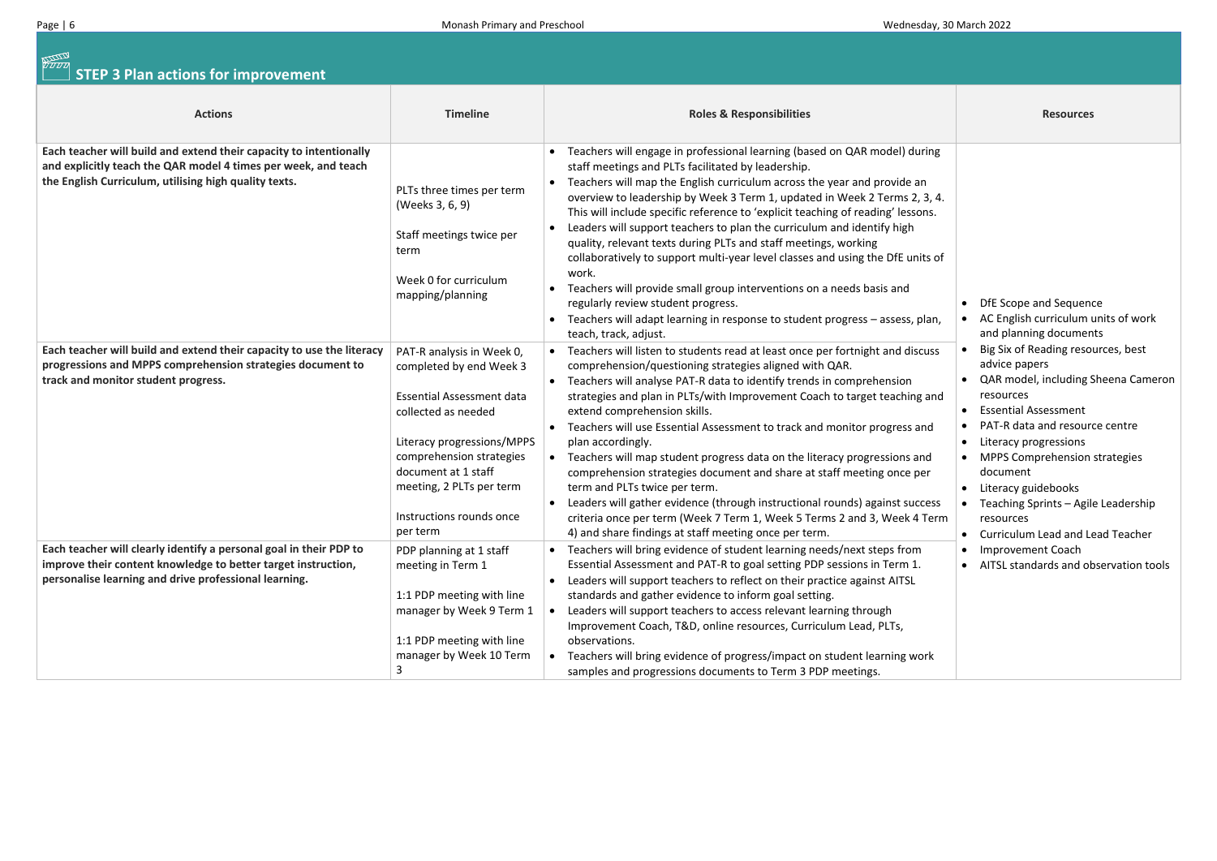## STEP 3 Plan actions for improvement

| Actions | Timeline | Roles & Responsibilities | Resources |
|---|---|---|---|
| **Each teacher will build and extend their capacity to intentionally and explicitly teach the QAR model 4 times per week, and teach the English Curriculum, utilising high quality texts.** | PLTs three times per term (Weeks 3, 6, 9)<br><br>Staff meetings twice per term<br><br>Week 0 for curriculum mapping/planning | • Teachers will engage in professional learning (based on QAR model) during staff meetings and PLTs facilitated by leadership.<br>• Teachers will map the English curriculum across the year and provide an overview to leadership by Week 3 Term 1, updated in Week 2 Terms 2, 3, 4. This will include specific reference to 'explicit teaching of reading' lessons.<br>• Leaders will support teachers to plan the curriculum and identify high quality, relevant texts during PLTs and staff meetings, working collaboratively to support multi-year level classes and using the DfE units of work.<br>• Teachers will provide small group interventions on a needs basis and regularly review student progress.<br>• Teachers will adapt learning in response to student progress – assess, plan, teach, track, adjust. | • DfE Scope and Sequence<br>• AC English curriculum units of work and planning documents<br>• Big Six of Reading resources, best advice papers<br>• QAR model, including Sheena Cameron resources<br>• Essential Assessment<br>• PAT-R data and resource centre<br>• Literacy progressions<br>• MPPS Comprehension strategies document<br>• Literacy guidebooks<br>• Teaching Sprints – Agile Leadership resources<br>• Curriculum Lead and Lead Teacher<br>• Improvement Coach<br>• AITSL standards and observation tools |
| **Each teacher will build and extend their capacity to use the literacy progressions and MPPS comprehension strategies document to track and monitor student progress.** | PAT-R analysis in Week 0, completed by end Week 3<br><br>Essential Assessment data collected as needed<br><br>Literacy progressions/MPPS comprehension strategies document at 1 staff meeting, 2 PLTs per term<br><br>Instructions rounds once per term | • Teachers will listen to students read at least once per fortnight and discuss comprehension/questioning strategies aligned with QAR.<br>• Teachers will analyse PAT-R data to identify trends in comprehension strategies and plan in PLTs/with Improvement Coach to target teaching and extend comprehension skills.<br>• Teachers will use Essential Assessment to track and monitor progress and plan accordingly.<br>• Teachers will map student progress data on the literacy progressions and comprehension strategies document and share at staff meeting once per term and PLTs twice per term.<br>• Leaders will gather evidence (through instructional rounds) against success criteria once per term (Week 7 Term 1, Week 5 Terms 2 and 3, Week 4 Term 4) and share findings at staff meeting once per term. | |
| **Each teacher will clearly identify a personal goal in their PDP to improve their content knowledge to better target instruction, personalise learning and drive professional learning.** | PDP planning at 1 staff meeting in Term 1<br><br>1:1 PDP meeting with line manager by Week 9 Term 1<br><br>1:1 PDP meeting with line manager by Week 10 Term 3 | • Teachers will bring evidence of student learning needs/next steps from Essential Assessment and PAT-R to goal setting PDP sessions in Term 1.<br>• Leaders will support teachers to reflect on their practice against AITSL standards and gather evidence to inform goal setting.<br>• Leaders will support teachers to access relevant learning through Improvement Coach, T&D, online resources, Curriculum Lead, PLTs, observations.<br>• Teachers will bring evidence of progress/impact on student learning work samples and progressions documents to Term 3 PDP meetings. | |